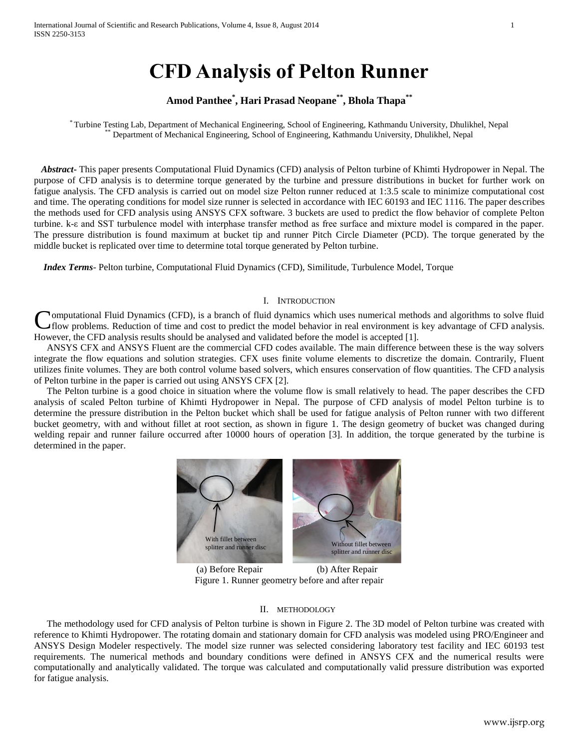# CFD Analysis of Pelton Runner

**Amod Panthee[*], Hari Prasad Neopane[**], Bhola Thapa[**]**

[*] Turbine Testing Lab, Department of Mechanical Engineering, School of Engineering, Kathmandu University, Dhulikhel, Nepal
[**] Department of Mechanical Engineering, School of Engineering, Kathmandu University, Dhulikhel, Nepal

***Abstract*-** This paper presents Computational Fluid Dynamics (CFD) analysis of Pelton turbine of Khimti Hydropower in Nepal. The purpose of CFD analysis is to determine torque generated by the turbine and pressure distributions in bucket for further work on fatigue analysis. The CFD analysis is carried out on model size Pelton runner reduced at 1:3.5 scale to minimize computational cost and time. The operating conditions for model size runner is selected in accordance with IEC 60193 and IEC 1116. The paper describes the methods used for CFD analysis using ANSYS CFX software. 3 buckets are used to predict the flow behavior of complete Pelton turbine. k-ε and SST turbulence model with interphase transfer method as free surface and mixture model is compared in the paper. The pressure distribution is found maximum at bucket tip and runner Pitch Circle Diameter (PCD). The torque generated by the middle bucket is replicated over time to determine total torque generated by Pelton turbine.

***Index Terms*-** Pelton turbine, Computational Fluid Dynamics (CFD), Similitude, Turbulence Model, Torque

## I. Introduction

Computational Fluid Dynamics (CFD), is a branch of fluid dynamics which uses numerical methods and algorithms to solve fluid flow problems. Reduction of time and cost to predict the model behavior in real environment is key advantage of CFD analysis. However, the CFD analysis results should be analysed and validated before the model is accepted [1].

ANSYS CFX and ANSYS Fluent are the commercial CFD codes available. The main difference between these is the way solvers integrate the flow equations and solution strategies. CFX uses finite volume elements to discretize the domain. Contrarily, Fluent utilizes finite volumes. They are both control volume based solvers, which ensures conservation of flow quantities. The CFD analysis of Pelton turbine in the paper is carried out using ANSYS CFX [2].

The Pelton turbine is a good choice in situation where the volume flow is small relatively to head. The paper describes the CFD analysis of scaled Pelton turbine of Khimti Hydropower in Nepal. The purpose of CFD analysis of model Pelton turbine is to determine the pressure distribution in the Pelton bucket which shall be used for fatigue analysis of Pelton runner with two different bucket geometry, with and without fillet at root section, as shown in figure 1. The design geometry of bucket was changed during welding repair and runner failure occurred after 10000 hours of operation [3]. In addition, the torque generated by the turbine is determined in the paper.

With fillet between splitter and runner disc

Without fillet between splitter and runner disc

(a) Before Repair (b) After Repair

Figure 1. Runner geometry before and after repair

## II. Methodology

The methodology used for CFD analysis of Pelton turbine is shown in Figure 2. The 3D model of Pelton turbine was created with reference to Khimti Hydropower. The rotating domain and stationary domain for CFD analysis was modeled using PRO/Engineer and ANSYS Design Modeler respectively. The model size runner was selected considering laboratory test facility and IEC 60193 test requirements. The numerical methods and boundary conditions were defined in ANSYS CFX and the numerical results were computationally and analytically validated. The torque was calculated and computationally valid pressure distribution was exported for fatigue analysis.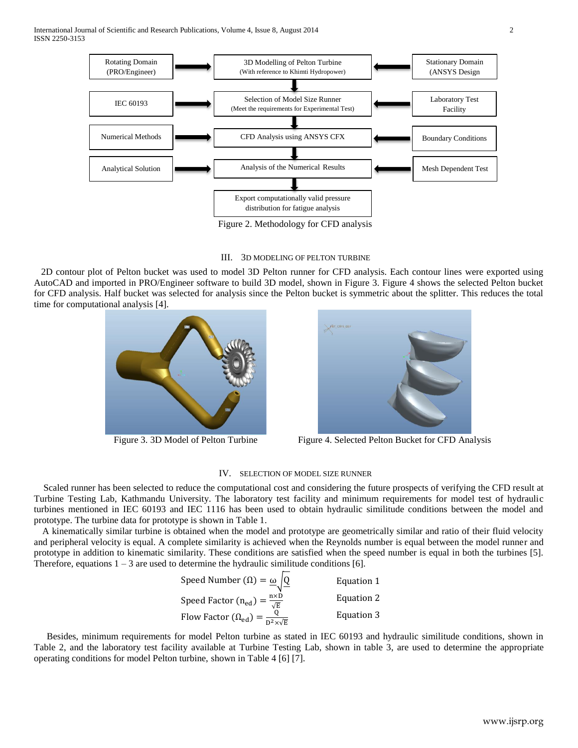Rotating Domain (PRO/Engineer)

3D Modelling of Pelton Turbine (With reference to Khimti Hydropower)

Stationary Domain (ANSYS Design

IEC 60193

Selection of Model Size Runner (Meet the requirements for Experimental Test)

Laboratory Test Facility

Numerical Methods

CFD Analysis using ANSYS CFX

Boundary Conditions

Analytical Solution

Analysis of the Numerical Results

Mesh Dependent Test

Export computationally valid pressure distribution for fatigue analysis

Figure 2. Methodology for CFD analysis

## III. 3D MODELING OF PELTON TURBINE

2D contour plot of Pelton bucket was used to model 3D Pelton runner for CFD analysis. Each contour lines were exported using AutoCAD and imported in PRO/Engineer software to build 3D model, shown in Figure 3. Figure 4 shows the selected Pelton bucket for CFD analysis. Half bucket was selected for analysis since the Pelton bucket is symmetric about the splitter. This reduces the total time for computational analysis [4].

Figure 3. 3D Model of Pelton Turbine

Figure 4. Selected Pelton Bucket for CFD Analysis

## IV. SELECTION OF MODEL SIZE RUNNER

Scaled runner has been selected to reduce the computational cost and considering the future prospects of verifying the CFD result at Turbine Testing Lab, Kathmandu University. The laboratory test facility and minimum requirements for model test of hydraulic turbines mentioned in IEC 60193 and IEC 1116 has been used to obtain hydraulic similitude conditions between the model and prototype. The turbine data for prototype is shown in Table 1.

A kinematically similar turbine is obtained when the model and prototype are geometrically similar and ratio of their fluid velocity and peripheral velocity is equal. A complete similarity is achieved when the Reynolds number is equal between the model runner and prototype in addition to kinematic similarity. These conditions are satisfied when the speed number is equal in both the turbines [5]. Therefore, equations 1 – 3 are used to determine the hydraulic similitude conditions [6].

$$\text{Speed Number } (\Omega) = \omega\sqrt{\text{Q}} \qquad \text{Equation 1}$$

$$\text{Speed Factor } (n_{ed}) = \frac{n \times D}{\sqrt{E}} \qquad \text{Equation 2}$$

$$\text{Flow Factor } (\Omega_{ed}) = \frac{Q}{D^2 \times \sqrt{E}} \qquad \text{Equation 3}$$

Besides, minimum requirements for model Pelton turbine as stated in IEC 60193 and hydraulic similitude conditions, shown in Table 2, and the laboratory test facility available at Turbine Testing Lab, shown in table 3, are used to determine the appropriate operating conditions for model Pelton turbine, shown in Table 4 [6] [7].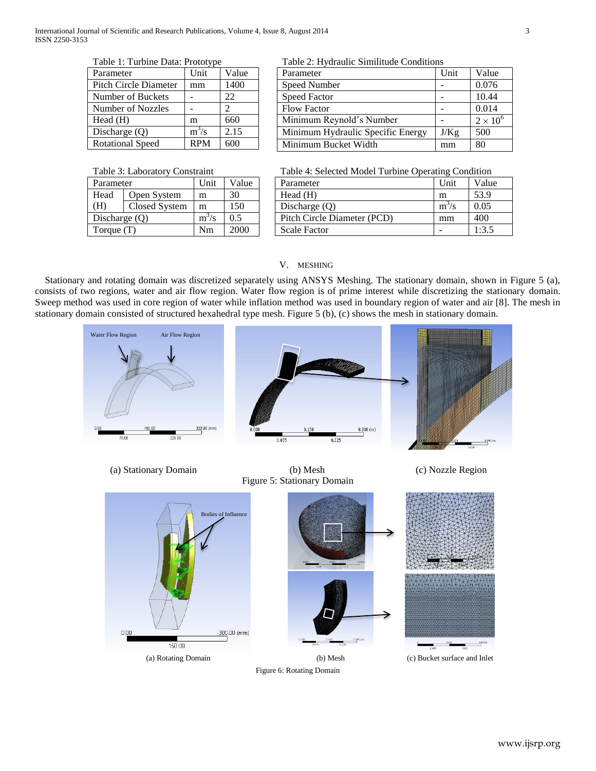Table 1: Turbine Data: Prototype

| Parameter | Unit | Value |
|---|---|---|
| Pitch Circle Diameter | mm | 1400 |
| Number of Buckets | - | 22 |
| Number of Nozzles | - | 2 |
| Head (H) | m | 660 |
| Discharge (Q) | $m^3/s$ | 2.15 |
| Rotational Speed | RPM | 600 |

Table 2: Hydraulic Similitude Conditions

| Parameter | Unit | Value |
|---|---|---|
| Speed Number | - | 0.076 |
| Speed Factor | - | 10.44 |
| Flow Factor | - | 0.014 |
| Minimum Reynold's Number | - | $2 \times 10^6$ |
| Minimum Hydraulic Specific Energy | J/Kg | 500 |
| Minimum Bucket Width | mm | 80 |

Table 3: Laboratory Constraint

| Parameter | | Unit | Value |
|---|---|---|---|
| Head (H) | Open System | m | 30 |
| | Closed System | m | 150 |
| Discharge (Q) | | $m^3/s$ | 0.5 |
| Torque (T) | | Nm | 2000 |

Table 4: Selected Model Turbine Operating Condition

| Parameter | Unit | Value |
|---|---|---|
| Head (H) | m | 53.9 |
| Discharge (Q) | $m^3/s$ | 0.05 |
| Pitch Circle Diameter (PCD) | mm | 400 |
| Scale Factor | - | 1:3.5 |

## V. MESHING

Stationary and rotating domain was discretized separately using ANSYS Meshing. The stationary domain, shown in Figure 5 (a), consists of two regions, water and air flow region. Water flow region is of prime interest while discretizing the stationary domain. Sweep method was used in core region of water while inflation method was used in boundary region of water and air [8]. The mesh in stationary domain consisted of structured hexahedral type mesh. Figure 5 (b), (c) shows the mesh in stationary domain.

(a) Stationary Domain (b) Mesh (c) Nozzle Region

Figure 5: Stationary Domain

(a) Rotating Domain (b) Mesh (c) Bucket surface and Inlet

Figure 6: Rotating Domain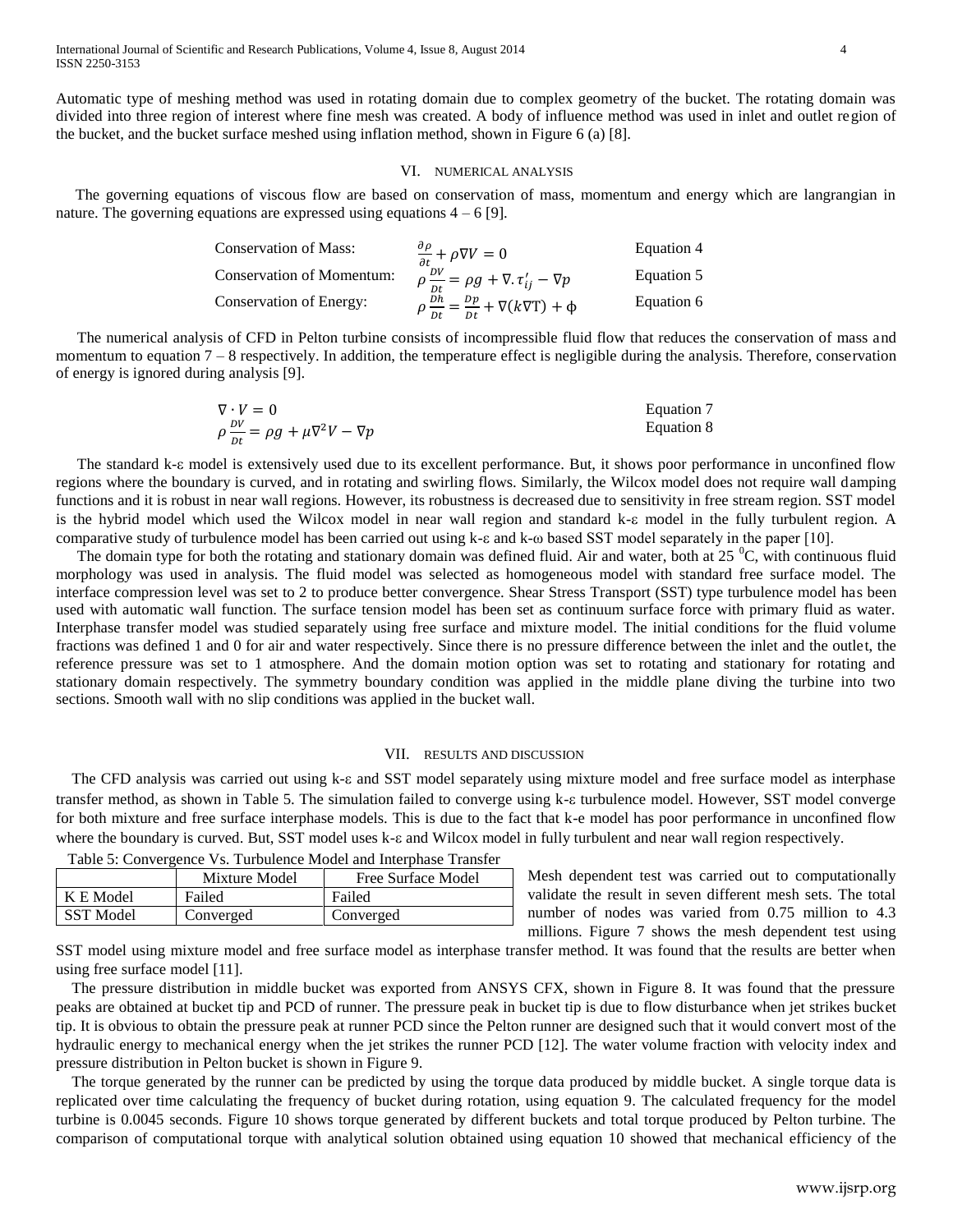Automatic type of meshing method was used in rotating domain due to complex geometry of the bucket. The rotating domain was divided into three region of interest where fine mesh was created. A body of influence method was used in inlet and outlet region of the bucket, and the bucket surface meshed using inflation method, shown in Figure 6 (a) [8].

## VI. Numerical Analysis

The governing equations of viscous flow are based on conservation of mass, momentum and energy which are langrangian in nature. The governing equations are expressed using equations 4 – 6 [9].

| | | |
|---|---|---|
| Conservation of Mass: | $\frac{\partial \rho}{\partial t} + \rho \nabla V = 0$ | Equation 4 |
| Conservation of Momentum: | $\rho \frac{DV}{Dt} = \rho g + \nabla . \tau'_{ij} - \nabla p$ | Equation 5 |
| Conservation of Energy: | $\rho \frac{Dh}{Dt} = \frac{Dp}{Dt} + \nabla (k \nabla T) + \phi$ | Equation 6 |

The numerical analysis of CFD in Pelton turbine consists of incompressible fluid flow that reduces the conservation of mass and momentum to equation 7 – 8 respectively. In addition, the temperature effect is negligible during the analysis. Therefore, conservation of energy is ignored during analysis [9].

$$\nabla \cdot V = 0 \qquad \text{Equation 7}$$

$$\rho \frac{DV}{Dt} = \rho g + \mu \nabla^2 V - \nabla p \qquad \text{Equation 8}$$

The standard k-ε model is extensively used due to its excellent performance. But, it shows poor performance in unconfined flow regions where the boundary is curved, and in rotating and swirling flows. Similarly, the Wilcox model does not require wall damping functions and it is robust in near wall regions. However, its robustness is decreased due to sensitivity in free stream region. SST model is the hybrid model which used the Wilcox model in near wall region and standard k-ε model in the fully turbulent region. A comparative study of turbulence model has been carried out using k-ε and k-ω based SST model separately in the paper [10].

The domain type for both the rotating and stationary domain was defined fluid. Air and water, both at 25 $^{0}$C, with continuous fluid morphology was used in analysis. The fluid model was selected as homogeneous model with standard free surface model. The interface compression level was set to 2 to produce better convergence. Shear Stress Transport (SST) type turbulence model has been used with automatic wall function. The surface tension model has been set as continuum surface force with primary fluid as water. Interphase transfer model was studied separately using free surface and mixture model. The initial conditions for the fluid volume fractions was defined 1 and 0 for air and water respectively. Since there is no pressure difference between the inlet and the outlet, the reference pressure was set to 1 atmosphere. And the domain motion option was set to rotating and stationary for rotating and stationary domain respectively. The symmetry boundary condition was applied in the middle plane diving the turbine into two sections. Smooth wall with no slip conditions was applied in the bucket wall.

## VII. Results and Discussion

The CFD analysis was carried out using k-ε and SST model separately using mixture model and free surface model as interphase transfer method, as shown in Table 5. The simulation failed to converge using k-ε turbulence model. However, SST model converge for both mixture and free surface interphase models. This is due to the fact that k-e model has poor performance in unconfined flow where the boundary is curved. But, SST model uses k-ε and Wilcox model in fully turbulent and near wall region respectively.

Table 5: Convergence Vs. Turbulence Model and Interphase Transfer

| | Mixture Model | Free Surface Model |
|---|---|---|
| K E Model | Failed | Failed |
| SST Model | Converged | Converged |

Mesh dependent test was carried out to computationally validate the result in seven different mesh sets. The total number of nodes was varied from 0.75 million to 4.3 millions. Figure 7 shows the mesh dependent test using SST model using mixture model and free surface model as interphase transfer method. It was found that the results are better when using free surface model [11].

The pressure distribution in middle bucket was exported from ANSYS CFX, shown in Figure 8. It was found that the pressure peaks are obtained at bucket tip and PCD of runner. The pressure peak in bucket tip is due to flow disturbance when jet strikes bucket tip. It is obvious to obtain the pressure peak at runner PCD since the Pelton runner are designed such that it would convert most of the hydraulic energy to mechanical energy when the jet strikes the runner PCD [12]. The water volume fraction with velocity index and pressure distribution in Pelton bucket is shown in Figure 9.

The torque generated by the runner can be predicted by using the torque data produced by middle bucket. A single torque data is replicated over time calculating the frequency of bucket during rotation, using equation 9. The calculated frequency for the model turbine is 0.0045 seconds. Figure 10 shows torque generated by different buckets and total torque produced by Pelton turbine. The comparison of computational torque with analytical solution obtained using equation 10 showed that mechanical efficiency of the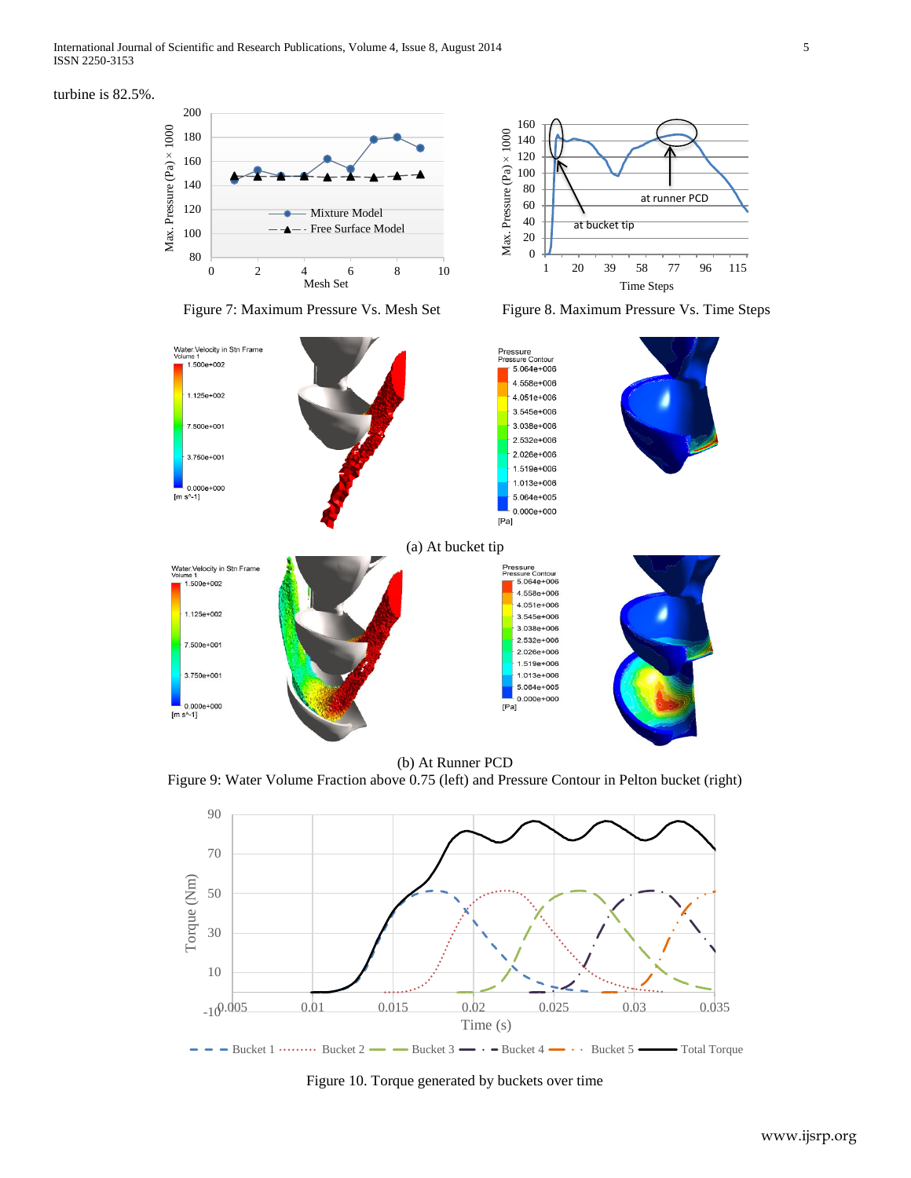turbine is 82.5%.

Figure 7: Maximum Pressure Vs. Mesh Set

Figure 8. Maximum Pressure Vs. Time Steps

(a) At bucket tip

(b) At Runner PCD

Figure 9: Water Volume Fraction above 0.75 (left) and Pressure Contour in Pelton bucket (right)

Figure 10. Torque generated by buckets over time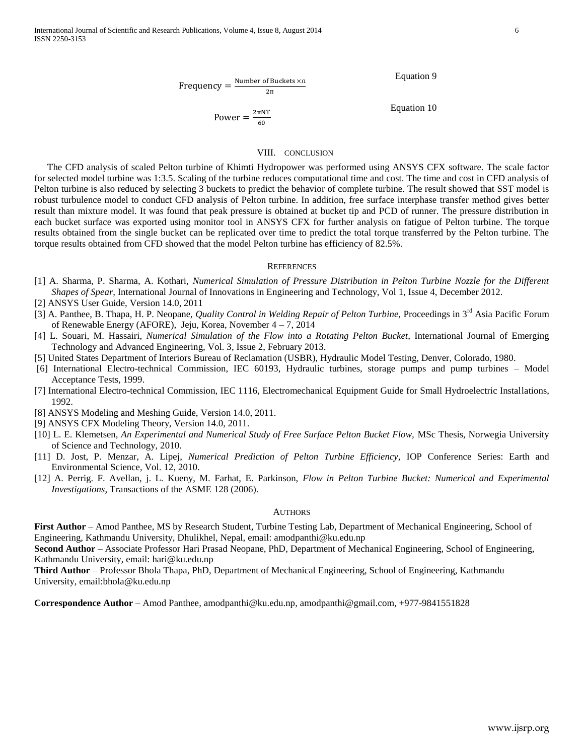$$\text{Frequency} = \frac{\text{Number of Buckets} \times n}{2\pi} \qquad \text{Equation 9}$$

$$\text{Power} = \frac{2\pi NT}{60} \qquad \text{Equation 10}$$

## VIII. CONCLUSION

The CFD analysis of scaled Pelton turbine of Khimti Hydropower was performed using ANSYS CFX software. The scale factor for selected model turbine was 1:3.5. Scaling of the turbine reduces computational time and cost. The time and cost in CFD analysis of Pelton turbine is also reduced by selecting 3 buckets to predict the behavior of complete turbine. The result showed that SST model is robust turbulence model to conduct CFD analysis of Pelton turbine. In addition, free surface interphase transfer method gives better result than mixture model. It was found that peak pressure is obtained at bucket tip and PCD of runner. The pressure distribution in each bucket surface was exported using monitor tool in ANSYS CFX for further analysis on fatigue of Pelton turbine. The torque results obtained from the single bucket can be replicated over time to predict the total torque transferred by the Pelton turbine. The torque results obtained from CFD showed that the model Pelton turbine has efficiency of 82.5%.

## REFERENCES

[1] A. Sharma, P. Sharma, A. Kothari, *Numerical Simulation of Pressure Distribution in Pelton Turbine Nozzle for the Different Shapes of Spear,* International Journal of Innovations in Engineering and Technology, Vol 1, Issue 4, December 2012.

[2] ANSYS User Guide, Version 14.0, 2011

[3] A. Panthee, B. Thapa, H. P. Neopane, *Quality Control in Welding Repair of Pelton Turbine,* Proceedings in 3rd Asia Pacific Forum of Renewable Energy (AFORE), Jeju, Korea, November 4 – 7, 2014

[4] L. Souari, M. Hassairi, *Numerical Simulation of the Flow into a Rotating Pelton Bucket,* International Journal of Emerging Technology and Advanced Engineering, Vol. 3, Issue 2, February 2013.

[5] United States Department of Interiors Bureau of Reclamation (USBR), Hydraulic Model Testing, Denver, Colorado, 1980.

[6] International Electro-technical Commission, IEC 60193, Hydraulic turbines, storage pumps and pump turbines – Model Acceptance Tests, 1999.

[7] International Electro-technical Commission, IEC 1116, Electromechanical Equipment Guide for Small Hydroelectric Installations, 1992.

[8] ANSYS Modeling and Meshing Guide, Version 14.0, 2011.

[9] ANSYS CFX Modeling Theory, Version 14.0, 2011.

[10] L. E. Klemetsen, *An Experimental and Numerical Study of Free Surface Pelton Bucket Flow,* MSc Thesis, Norwegia University of Science and Technology, 2010.

[11] D. Jost, P. Menzar, A. Lipej, *Numerical Prediction of Pelton Turbine Efficiency,* IOP Conference Series: Earth and Environmental Science, Vol. 12, 2010.

[12] A. Perrig. F. Avellan, j. L. Kueny, M. Farhat, E. Parkinson, *Flow in Pelton Turbine Bucket: Numerical and Experimental Investigations,* Transactions of the ASME 128 (2006).

## AUTHORS

**First Author** – Amod Panthee, MS by Research Student, Turbine Testing Lab, Department of Mechanical Engineering, School of Engineering, Kathmandu University, Dhulikhel, Nepal, email: amodpanthi@ku.edu.np

**Second Author** – Associate Professor Hari Prasad Neopane, PhD, Department of Mechanical Engineering, School of Engineering, Kathmandu University, email: hari@ku.edu.np

**Third Author** – Professor Bhola Thapa, PhD, Department of Mechanical Engineering, School of Engineering, Kathmandu University, email:bhola@ku.edu.np

**Correspondence Author** – Amod Panthee, amodpanthi@ku.edu.np, amodpanthi@gmail.com, +977-9841551828